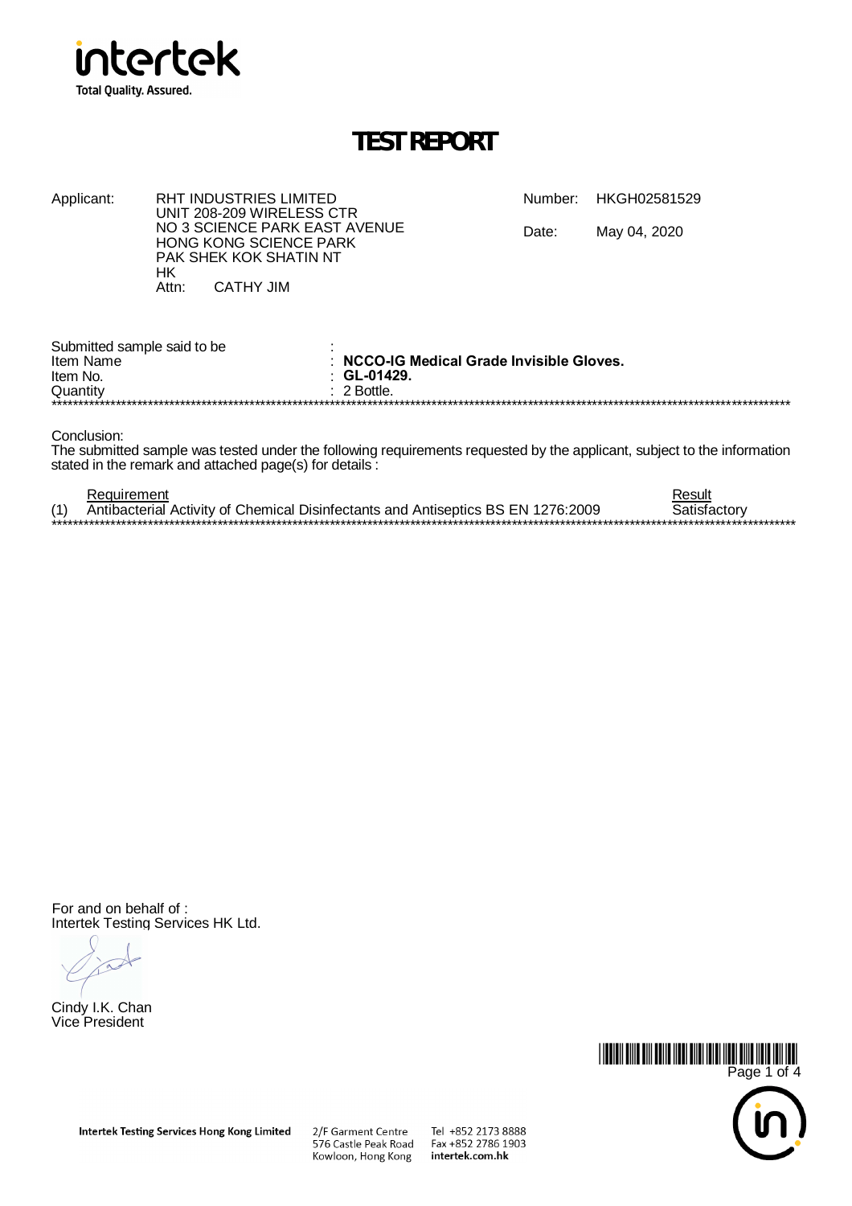# TEST REPORT

Applicant: RHT INDUSTRIES LIMITED
UNIT 208-209 WIRELESS CTR
NO 3 SCIENCE PARK EAST AVENUE
HONG KONG SCIENCE PARK
PAK SHEK KOK SHATIN NT
HK
Attn: CATHY JIM

Number: HKGH02581529

Date: May 04, 2020

Submitted sample said to be :
Item Name : **NCCO-IG Medical Grade Invisible Gloves.**
Item No. : **GL-01429.**
Quantity : 2 Bottle.

**************************************************************************************************************************************

Conclusion:
The submitted sample was tested under the following requirements requested by the applicant, subject to the information stated in the remark and attached page(s) for details :

| | Requirement | Result |
|---|---|---|
| (1) | Antibacterial Activity of Chemical Disinfectants and Antiseptics BS EN 1276:2009 | Satisfactory |

**************************************************************************************************************************************

For and on behalf of :
Intertek Testing Services HK Ltd.

Cindy I.K. Chan
Vice President

Intertek Testing Services Hong Kong Limited
2/F Garment Centre
576 Castle Peak Road
Kowloon, Hong Kong
Tel +852 2173 8888
Fax +852 2786 1903
intertek.com.hk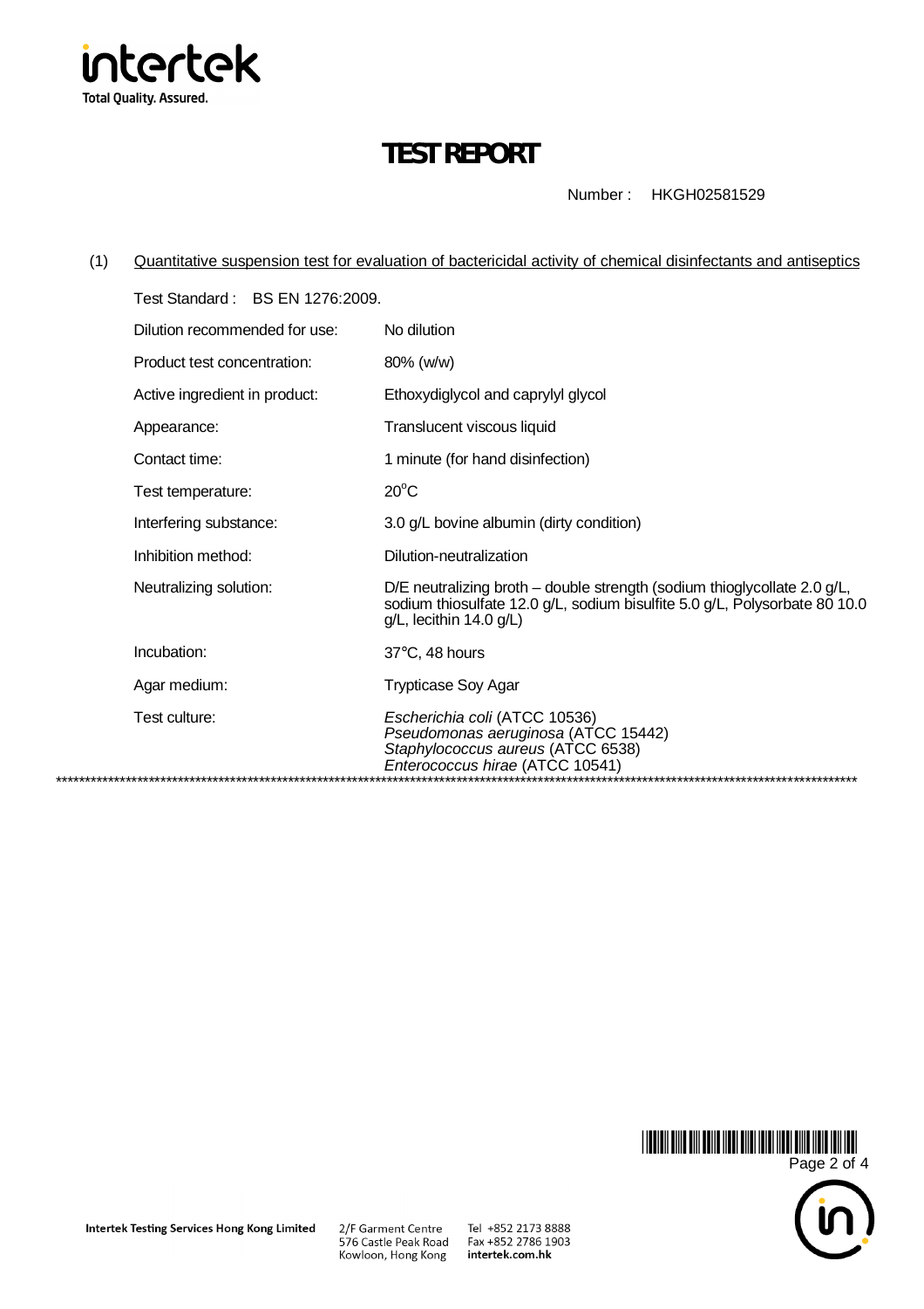# TEST REPORT

Number : HKGH02581529

(1) Quantitative suspension test for evaluation of bactericidal activity of chemical disinfectants and antiseptics

Test Standard : BS EN 1276:2009.

| | |
|---|---|
| Dilution recommended for use: | No dilution |
| Product test concentration: | 80% (w/w) |
| Active ingredient in product: | Ethoxydiglycol and caprylyl glycol |
| Appearance: | Translucent viscous liquid |
| Contact time: | 1 minute (for hand disinfection) |
| Test temperature: | $20^{o}C$ |
| Interfering substance: | 3.0 g/L bovine albumin (dirty condition) |
| Inhibition method: | Dilution-neutralization |
| Neutralizing solution: | D/E neutralizing broth – double strength (sodium thioglycollate 2.0 g/L, sodium thiosulfate 12.0 g/L, sodium bisulfite 5.0 g/L, Polysorbate 80 10.0 g/L, lecithin 14.0 g/L) |
| Incubation: | 37°C, 48 hours |
| Agar medium: | Trypticase Soy Agar |
| Test culture: | *Escherichia coli* (ATCC 10536)<br>*Pseudomonas aeruginosa* (ATCC 15442)<br>*Staphylococcus aureus* (ATCC 6538)<br>*Enterococcus hirae* (ATCC 10541) |

\*\*\*\*\*\*\*\*\*\*\*\*\*\*\*\*\*\*\*\*\*\*\*\*\*\*\*\*\*\*\*\*\*\*\*\*\*\*\*\*\*\*\*\*\*\*\*\*\*\*\*\*\*\*\*\*\*\*\*\*\*\*\*\*\*\*\*\*\*\*\*\*\*\*\*\*\*\*\*\*\*\*\*\*\*\*\*\*\*\*\*\*\*\*\*\*\*\*\*\*\*\*\*\*\*\*\*\*\*\*\*\*\*\*\*\*

Intertek Testing Services Hong Kong Limited

2/F Garment Centre
576 Castle Peak Road
Kowloon, Hong Kong

Tel +852 2173 8888
Fax +852 2786 1903
intertek.com.hk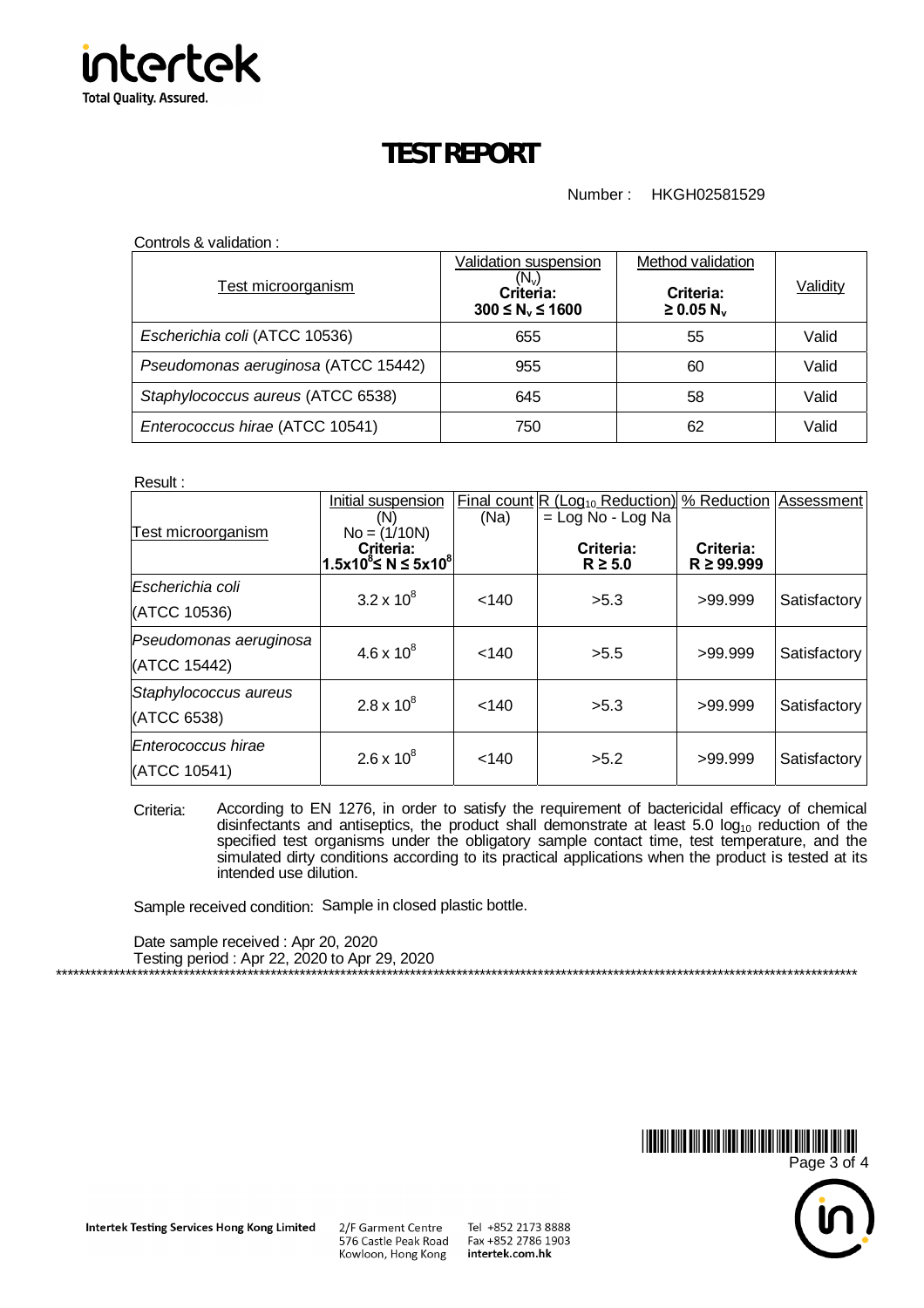# TEST REPORT

Number : HKGH02581529

Controls & validation :

| Test microorganism | Validation suspension ($N_v$) Criteria: $300 \le N_v \le 1600$ | Method validation Criteria: $\ge 0.05\ N_v$ | Validity |
|---|---|---|---|
| *Escherichia coli* (ATCC 10536) | 655 | 55 | Valid |
| *Pseudomonas aeruginosa* (ATCC 15442) | 955 | 60 | Valid |
| *Staphylococcus aureus* (ATCC 6538) | 645 | 58 | Valid |
| *Enterococcus hirae* (ATCC 10541) | 750 | 62 | Valid |

Result :

| Test microorganism | Initial suspension (N) No = (1/10N) Criteria: $1.5\text{x}10^8 \le N \le 5\text{x}10^8$ | Final count (Na) | R ($\text{Log}_{10}$ Reduction) = Log No - Log Na Criteria: $R \ge 5.0$ | % Reduction Criteria: $R \ge 99.999$ | Assessment |
|---|---|---|---|---|---|
| *Escherichia coli* (ATCC 10536) | $3.2 \times 10^8$ | <140 | >5.3 | >99.999 | Satisfactory |
| *Pseudomonas aeruginosa* (ATCC 15442) | $4.6 \times 10^8$ | <140 | >5.5 | >99.999 | Satisfactory |
| *Staphylococcus aureus* (ATCC 6538) | $2.8 \times 10^8$ | <140 | >5.3 | >99.999 | Satisfactory |
| *Enterococcus hirae* (ATCC 10541) | $2.6 \times 10^8$ | <140 | >5.2 | >99.999 | Satisfactory |

Criteria: According to EN 1276, in order to satisfy the requirement of bactericidal efficacy of chemical disinfectants and antiseptics, the product shall demonstrate at least 5.0 $\log_{10}$ reduction of the specified test organisms under the obligatory sample contact time, test temperature, and the simulated dirty conditions according to its practical applications when the product is tested at its intended use dilution.

Sample received condition: Sample in closed plastic bottle.

Date sample received : Apr 20, 2020

Testing period : Apr 22, 2020 to Apr 29, 2020

******************************************************************************************************************************

Intertek Testing Services Hong Kong Limited 2/F Garment Centre 576 Castle Peak Road Kowloon, Hong Kong Tel +852 2173 8888 Fax +852 2786 1903 intertek.com.hk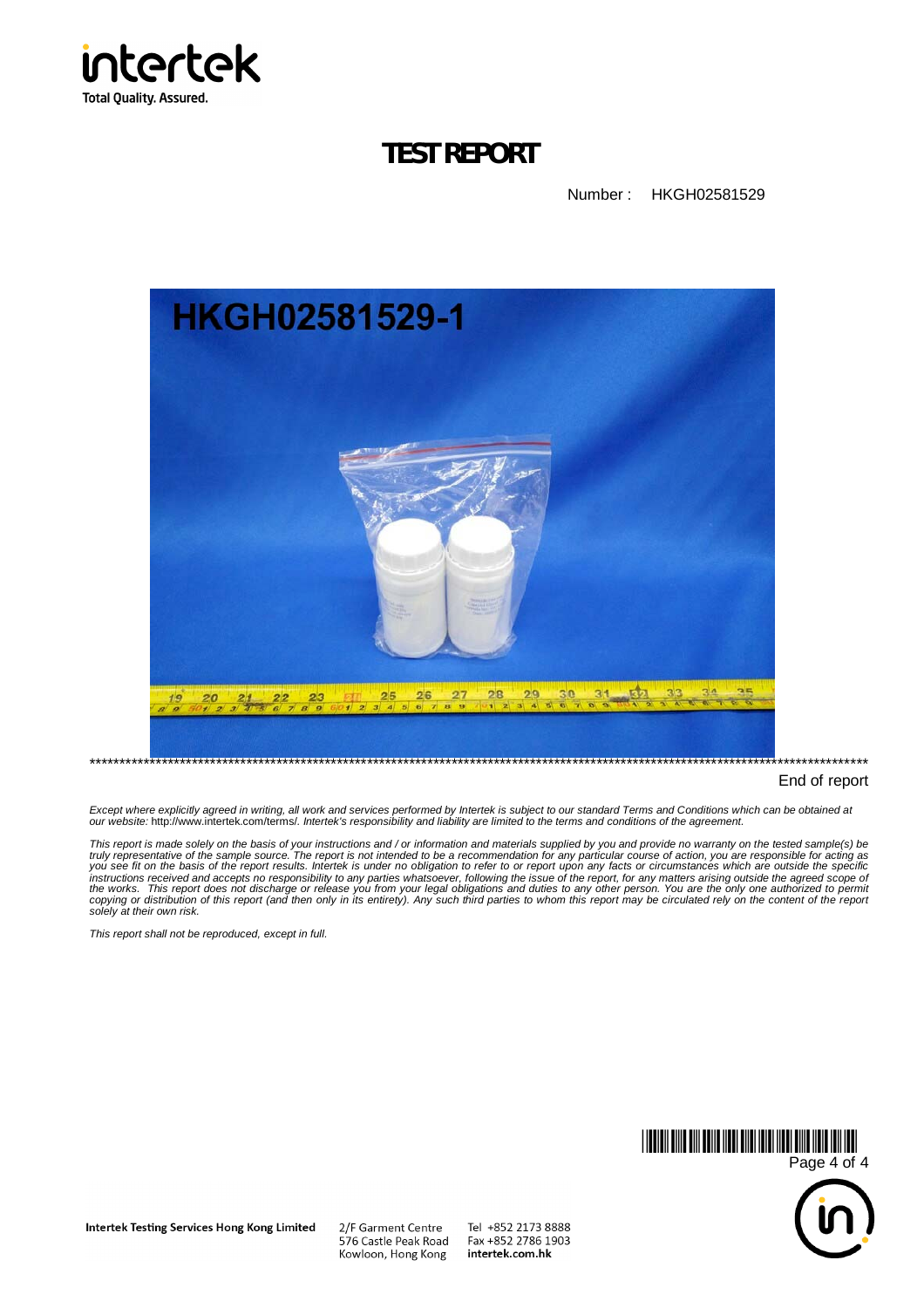# TEST REPORT

Number : HKGH02581529

HKGH02581529-1

**********************************************************************************************************************************

End of report

*Except where explicitly agreed in writing, all work and services performed by Intertek is subject to our standard Terms and Conditions which can be obtained at our website:* http://www.intertek.com/terms/. *Intertek's responsibility and liability are limited to the terms and conditions of the agreement.*

*This report is made solely on the basis of your instructions and / or information and materials supplied by you and provide no warranty on the tested sample(s) be truly representative of the sample source. The report is not intended to be a recommendation for any particular course of action, you are responsible for acting as you see fit on the basis of the report results. Intertek is under no obligation to refer to or report upon any facts or circumstances which are outside the specific instructions received and accepts no responsibility to any parties whatsoever, following the issue of the report, for any matters arising outside the agreed scope of the works. This report does not discharge or release you from your legal obligations and duties to any other person. You are the only one authorized to permit copying or distribution of this report (and then only in its entirety). Any such third parties to whom this report may be circulated rely on the content of the report solely at their own risk.*

*This report shall not be reproduced, except in full.*

**Intertek Testing Services Hong Kong Limited**

2/F Garment Centre
576 Castle Peak Road
Kowloon, Hong Kong

Tel +852 2173 8888
Fax +852 2786 1903
**intertek.com.hk**